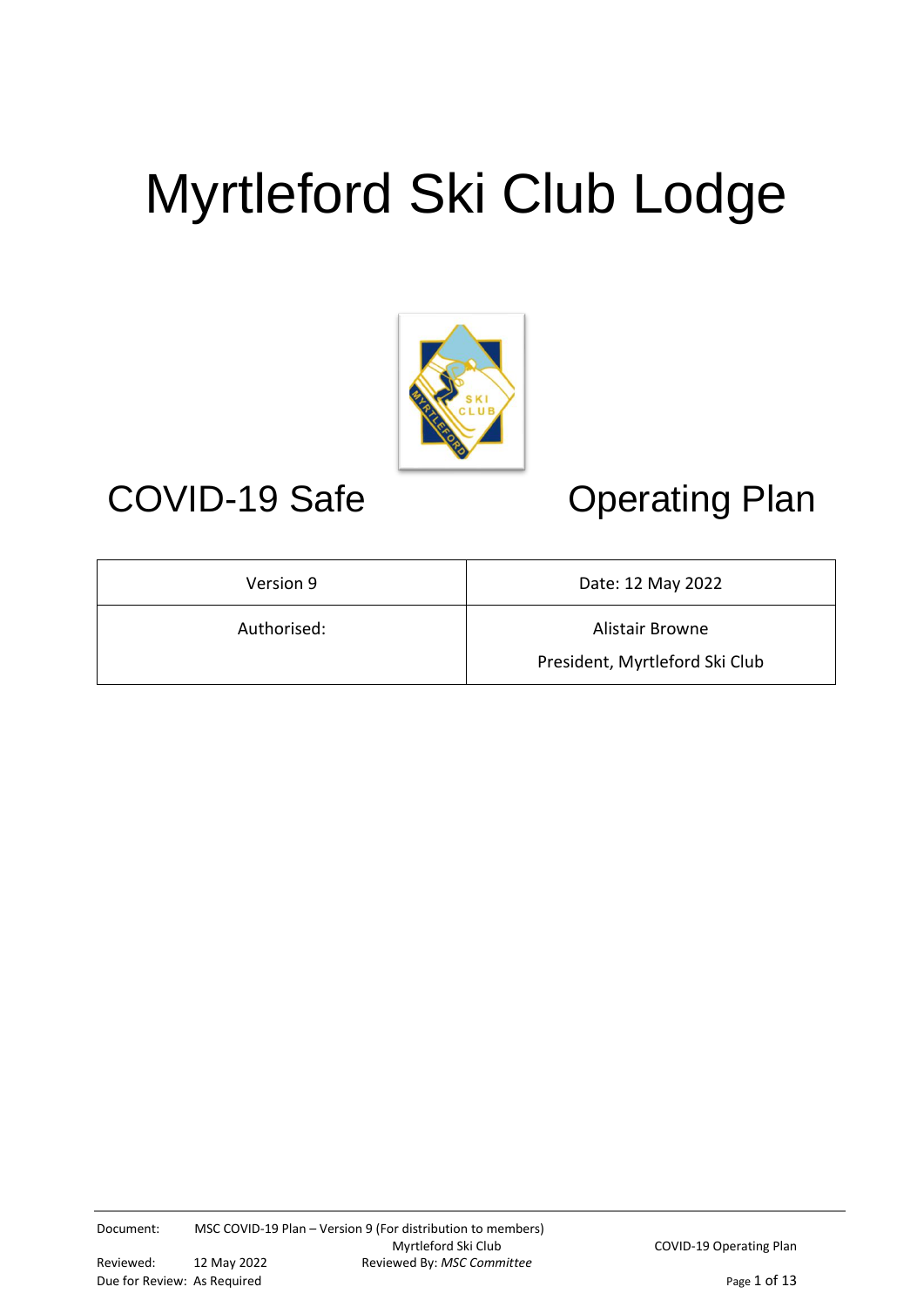# Myrtleford Ski Club Lodge

## COVID-19 Safe Operating Plan

| | |
|---|---|
| Version 9 | Date: 12 May 2022 |
| Authorised: | Alistair Browne<br>President, Myrtleford Ski Club |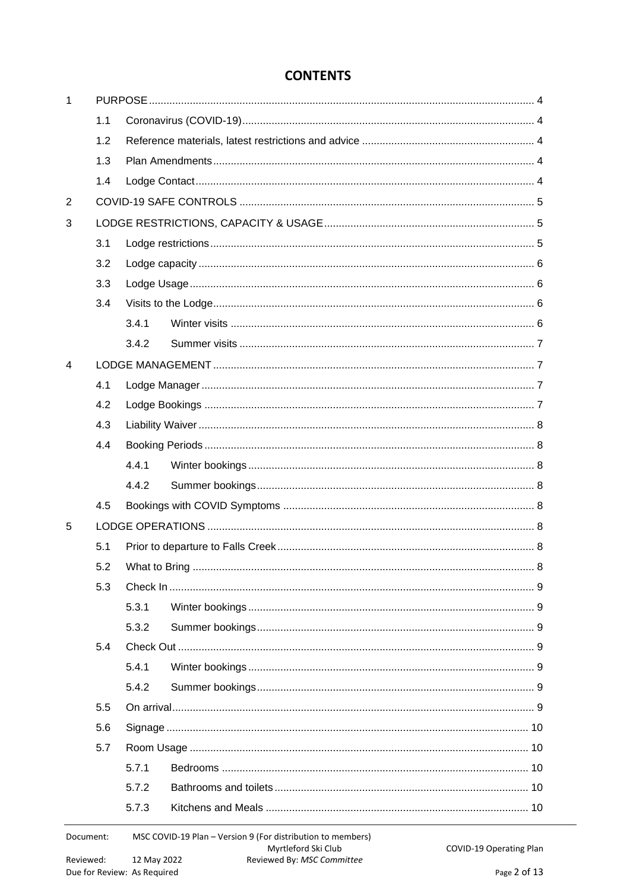# CONTENTS

| | | | |
|---|---|---|---|
| 1 | PURPOSE | | 4 |
| | 1.1 | Coronavirus (COVID-19) | 4 |
| | 1.2 | Reference materials, latest restrictions and advice | 4 |
| | 1.3 | Plan Amendments | 4 |
| | 1.4 | Lodge Contact | 4 |
| 2 | COVID-19 SAFE CONTROLS | | 5 |
| 3 | LODGE RESTRICTIONS, CAPACITY & USAGE | | 5 |
| | 3.1 | Lodge restrictions | 5 |
| | 3.2 | Lodge capacity | 6 |
| | 3.3 | Lodge Usage | 6 |
| | 3.4 | Visits to the Lodge | 6 |
| | 3.4.1 | Winter visits | 6 |
| | 3.4.2 | Summer visits | 7 |
| 4 | LODGE MANAGEMENT | | 7 |
| | 4.1 | Lodge Manager | 7 |
| | 4.2 | Lodge Bookings | 7 |
| | 4.3 | Liability Waiver | 8 |
| | 4.4 | Booking Periods | 8 |
| | 4.4.1 | Winter bookings | 8 |
| | 4.4.2 | Summer bookings | 8 |
| | 4.5 | Bookings with COVID Symptoms | 8 |
| 5 | LODGE OPERATIONS | | 8 |
| | 5.1 | Prior to departure to Falls Creek | 8 |
| | 5.2 | What to Bring | 8 |
| | 5.3 | Check In | 9 |
| | 5.3.1 | Winter bookings | 9 |
| | 5.3.2 | Summer bookings | 9 |
| | 5.4 | Check Out | 9 |
| | 5.4.1 | Winter bookings | 9 |
| | 5.4.2 | Summer bookings | 9 |
| | 5.5 | On arrival | 9 |
| | 5.6 | Signage | 10 |
| | 5.7 | Room Usage | 10 |
| | 5.7.1 | Bedrooms | 10 |
| | 5.7.2 | Bathrooms and toilets | 10 |
| | 5.7.3 | Kitchens and Meals | 10 |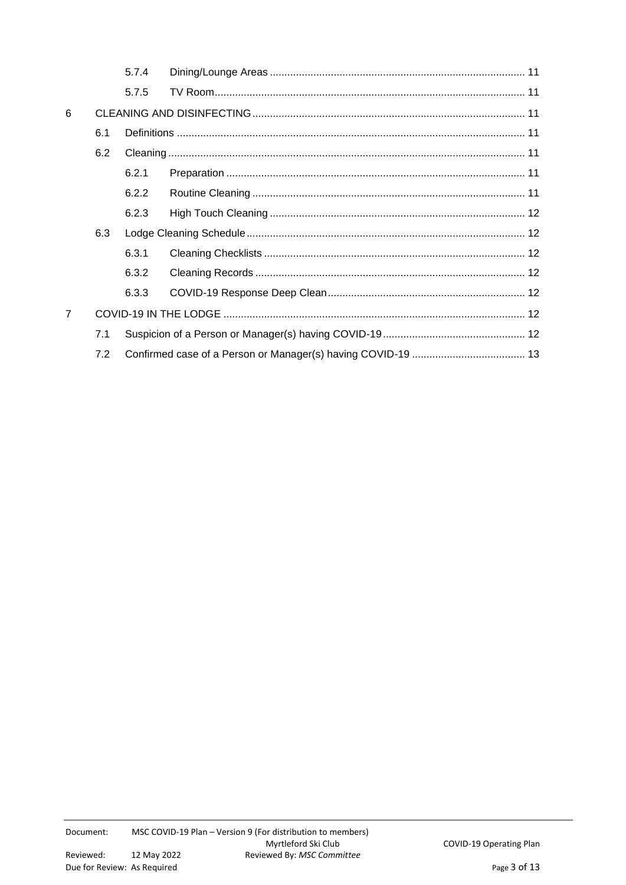5.7.4 Dining/Lounge Areas ........ 11

5.7.5 TV Room ........ 11

6 CLEANING AND DISINFECTING ........ 11

6.1 Definitions ........ 11

6.2 Cleaning ........ 11

6.2.1 Preparation ........ 11

6.2.2 Routine Cleaning ........ 11

6.2.3 High Touch Cleaning ........ 12

6.3 Lodge Cleaning Schedule ........ 12

6.3.1 Cleaning Checklists ........ 12

6.3.2 Cleaning Records ........ 12

6.3.3 COVID-19 Response Deep Clean ........ 12

7 COVID-19 IN THE LODGE ........ 12

7.1 Suspicion of a Person or Manager(s) having COVID-19 ........ 12

7.2 Confirmed case of a Person or Manager(s) having COVID-19 ........ 13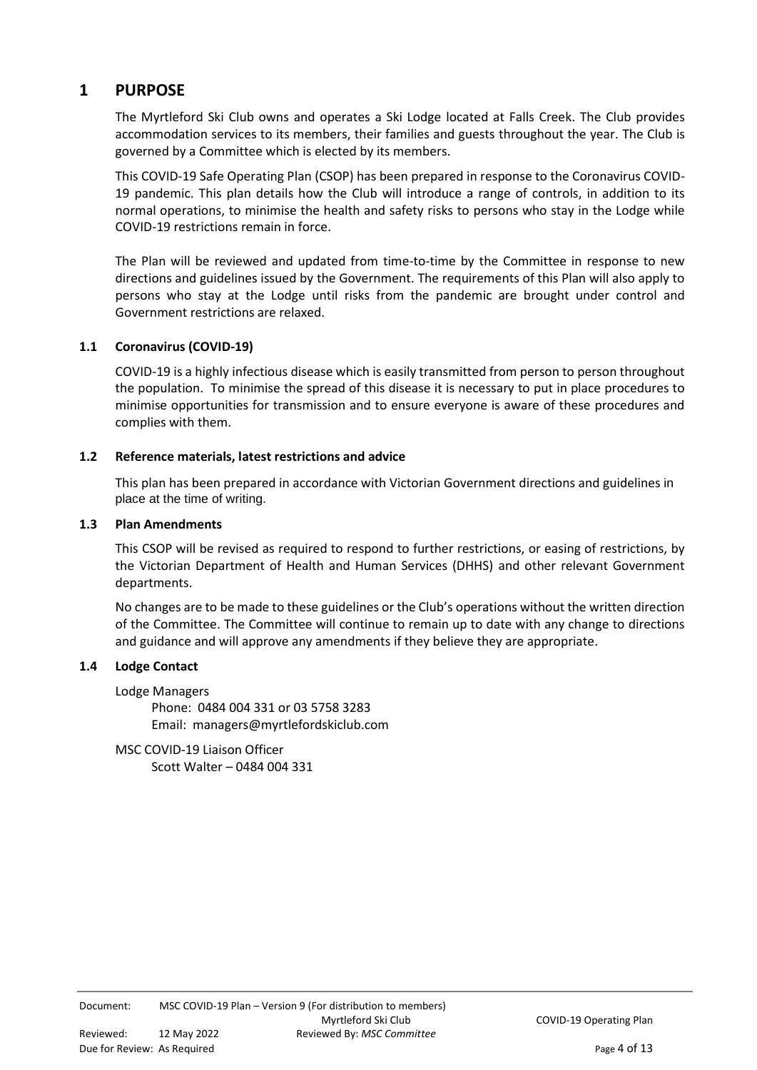# 1 PURPOSE

The Myrtleford Ski Club owns and operates a Ski Lodge located at Falls Creek. The Club provides accommodation services to its members, their families and guests throughout the year. The Club is governed by a Committee which is elected by its members.

This COVID-19 Safe Operating Plan (CSOP) has been prepared in response to the Coronavirus COVID-19 pandemic. This plan details how the Club will introduce a range of controls, in addition to its normal operations, to minimise the health and safety risks to persons who stay in the Lodge while COVID-19 restrictions remain in force.

The Plan will be reviewed and updated from time-to-time by the Committee in response to new directions and guidelines issued by the Government. The requirements of this Plan will also apply to persons who stay at the Lodge until risks from the pandemic are brought under control and Government restrictions are relaxed.

### 1.1 Coronavirus (COVID-19)

COVID-19 is a highly infectious disease which is easily transmitted from person to person throughout the population. To minimise the spread of this disease it is necessary to put in place procedures to minimise opportunities for transmission and to ensure everyone is aware of these procedures and complies with them.

### 1.2 Reference materials, latest restrictions and advice

This plan has been prepared in accordance with Victorian Government directions and guidelines in place at the time of writing.

### 1.3 Plan Amendments

This CSOP will be revised as required to respond to further restrictions, or easing of restrictions, by the Victorian Department of Health and Human Services (DHHS) and other relevant Government departments.

No changes are to be made to these guidelines or the Club's operations without the written direction of the Committee. The Committee will continue to remain up to date with any change to directions and guidance and will approve any amendments if they believe they are appropriate.

### 1.4 Lodge Contact

Lodge Managers
Phone: 0484 004 331 or 03 5758 3283
Email: managers@myrtlefordskiclub.com

MSC COVID-19 Liaison Officer
Scott Walter – 0484 004 331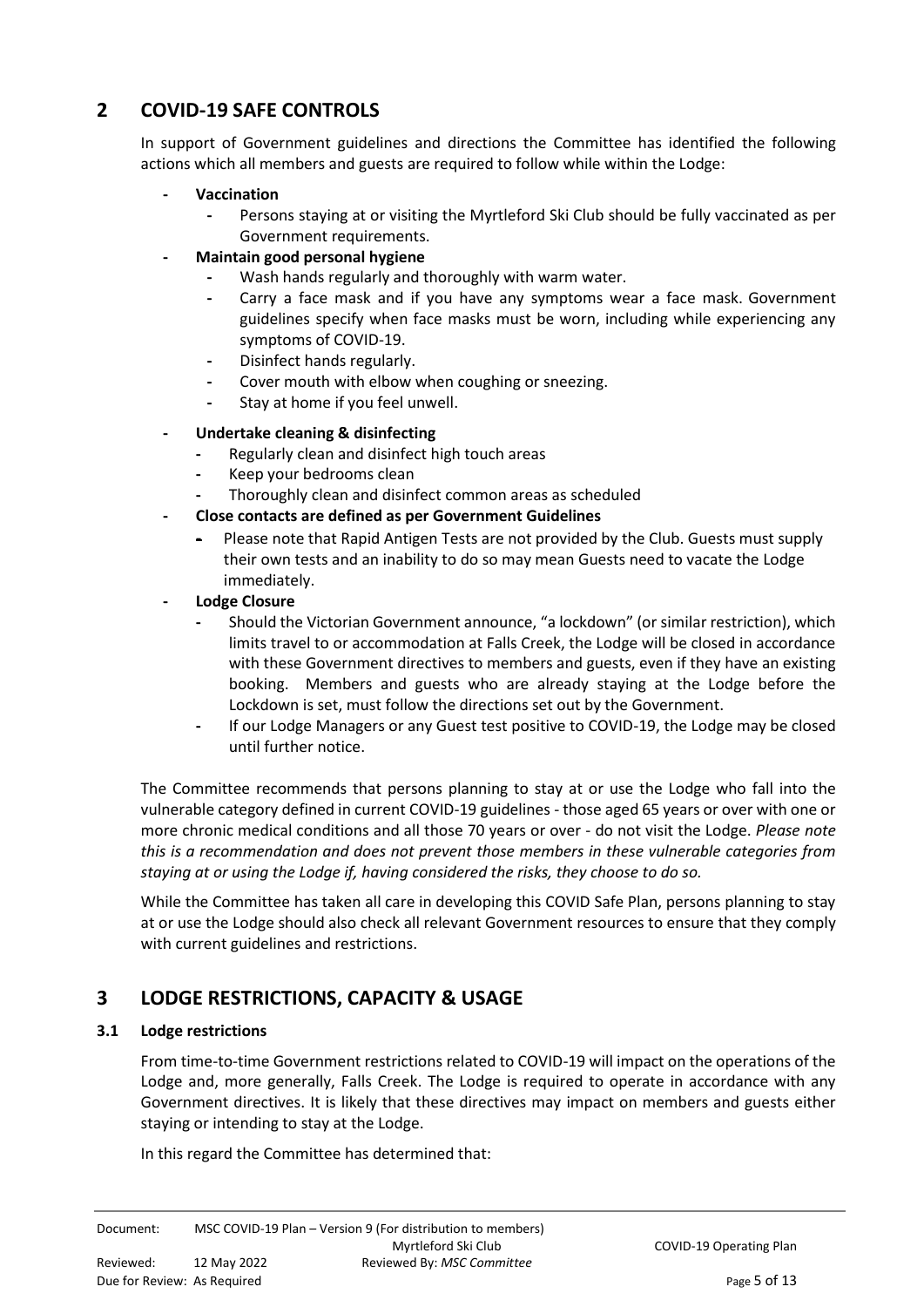## 2 COVID-19 SAFE CONTROLS

In support of Government guidelines and directions the Committee has identified the following actions which all members and guests are required to follow while within the Lodge:

- **Vaccination**
  - Persons staying at or visiting the Myrtleford Ski Club should be fully vaccinated as per Government requirements.
- **Maintain good personal hygiene**
  - Wash hands regularly and thoroughly with warm water.
  - Carry a face mask and if you have any symptoms wear a face mask. Government guidelines specify when face masks must be worn, including while experiencing any symptoms of COVID-19.
  - Disinfect hands regularly.
  - Cover mouth with elbow when coughing or sneezing.
  - Stay at home if you feel unwell.
- **Undertake cleaning & disinfecting**
  - Regularly clean and disinfect high touch areas
  - Keep your bedrooms clean
  - Thoroughly clean and disinfect common areas as scheduled
- **Close contacts are defined as per Government Guidelines**
  - Please note that Rapid Antigen Tests are not provided by the Club. Guests must supply their own tests and an inability to do so may mean Guests need to vacate the Lodge immediately.
- **Lodge Closure**
  - Should the Victorian Government announce, "a lockdown" (or similar restriction), which limits travel to or accommodation at Falls Creek, the Lodge will be closed in accordance with these Government directives to members and guests, even if they have an existing booking. Members and guests who are already staying at the Lodge before the Lockdown is set, must follow the directions set out by the Government.
  - If our Lodge Managers or any Guest test positive to COVID-19, the Lodge may be closed until further notice.

The Committee recommends that persons planning to stay at or use the Lodge who fall into the vulnerable category defined in current COVID-19 guidelines - those aged 65 years or over with one or more chronic medical conditions and all those 70 years or over - do not visit the Lodge. *Please note this is a recommendation and does not prevent those members in these vulnerable categories from staying at or using the Lodge if, having considered the risks, they choose to do so.*

While the Committee has taken all care in developing this COVID Safe Plan, persons planning to stay at or use the Lodge should also check all relevant Government resources to ensure that they comply with current guidelines and restrictions.

## 3 LODGE RESTRICTIONS, CAPACITY & USAGE

### 3.1 Lodge restrictions

From time-to-time Government restrictions related to COVID-19 will impact on the operations of the Lodge and, more generally, Falls Creek. The Lodge is required to operate in accordance with any Government directives. It is likely that these directives may impact on members and guests either staying or intending to stay at the Lodge.

In this regard the Committee has determined that: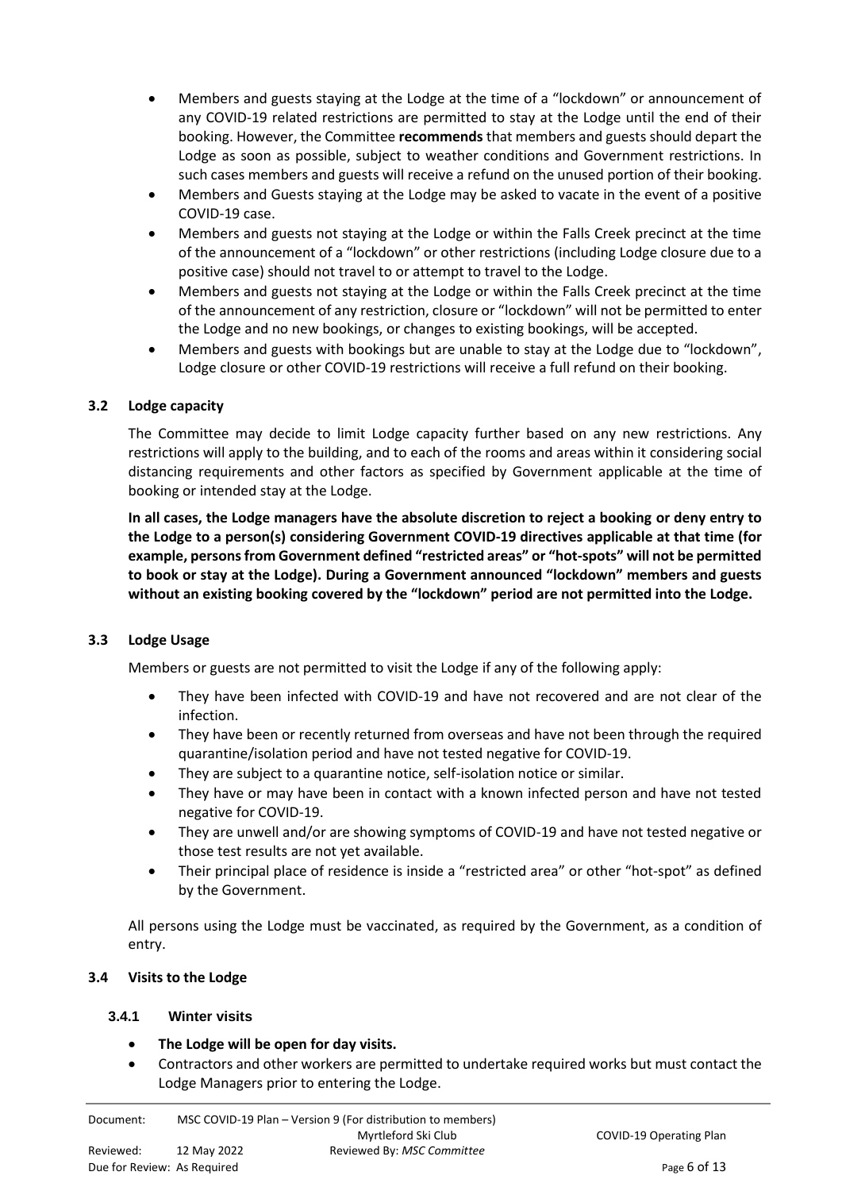- Members and guests staying at the Lodge at the time of a "lockdown" or announcement of any COVID-19 related restrictions are permitted to stay at the Lodge until the end of their booking. However, the Committee **recommends** that members and guests should depart the Lodge as soon as possible, subject to weather conditions and Government restrictions. In such cases members and guests will receive a refund on the unused portion of their booking.
- Members and Guests staying at the Lodge may be asked to vacate in the event of a positive COVID-19 case.
- Members and guests not staying at the Lodge or within the Falls Creek precinct at the time of the announcement of a "lockdown" or other restrictions (including Lodge closure due to a positive case) should not travel to or attempt to travel to the Lodge.
- Members and guests not staying at the Lodge or within the Falls Creek precinct at the time of the announcement of any restriction, closure or "lockdown" will not be permitted to enter the Lodge and no new bookings, or changes to existing bookings, will be accepted.
- Members and guests with bookings but are unable to stay at the Lodge due to "lockdown", Lodge closure or other COVID-19 restrictions will receive a full refund on their booking.

### 3.2 Lodge capacity

The Committee may decide to limit Lodge capacity further based on any new restrictions. Any restrictions will apply to the building, and to each of the rooms and areas within it considering social distancing requirements and other factors as specified by Government applicable at the time of booking or intended stay at the Lodge.

**In all cases, the Lodge managers have the absolute discretion to reject a booking or deny entry to the Lodge to a person(s) considering Government COVID-19 directives applicable at that time (for example, persons from Government defined "restricted areas" or "hot-spots" will not be permitted to book or stay at the Lodge). During a Government announced "lockdown" members and guests without an existing booking covered by the "lockdown" period are not permitted into the Lodge.**

### 3.3 Lodge Usage

Members or guests are not permitted to visit the Lodge if any of the following apply:

- They have been infected with COVID-19 and have not recovered and are not clear of the infection.
- They have been or recently returned from overseas and have not been through the required quarantine/isolation period and have not tested negative for COVID-19.
- They are subject to a quarantine notice, self-isolation notice or similar.
- They have or may have been in contact with a known infected person and have not tested negative for COVID-19.
- They are unwell and/or are showing symptoms of COVID-19 and have not tested negative or those test results are not yet available.
- Their principal place of residence is inside a "restricted area" or other "hot-spot" as defined by the Government.

All persons using the Lodge must be vaccinated, as required by the Government, as a condition of entry.

### 3.4 Visits to the Lodge

#### 3.4.1 Winter visits

- **The Lodge will be open for day visits.**
- Contractors and other workers are permitted to undertake required works but must contact the Lodge Managers prior to entering the Lodge.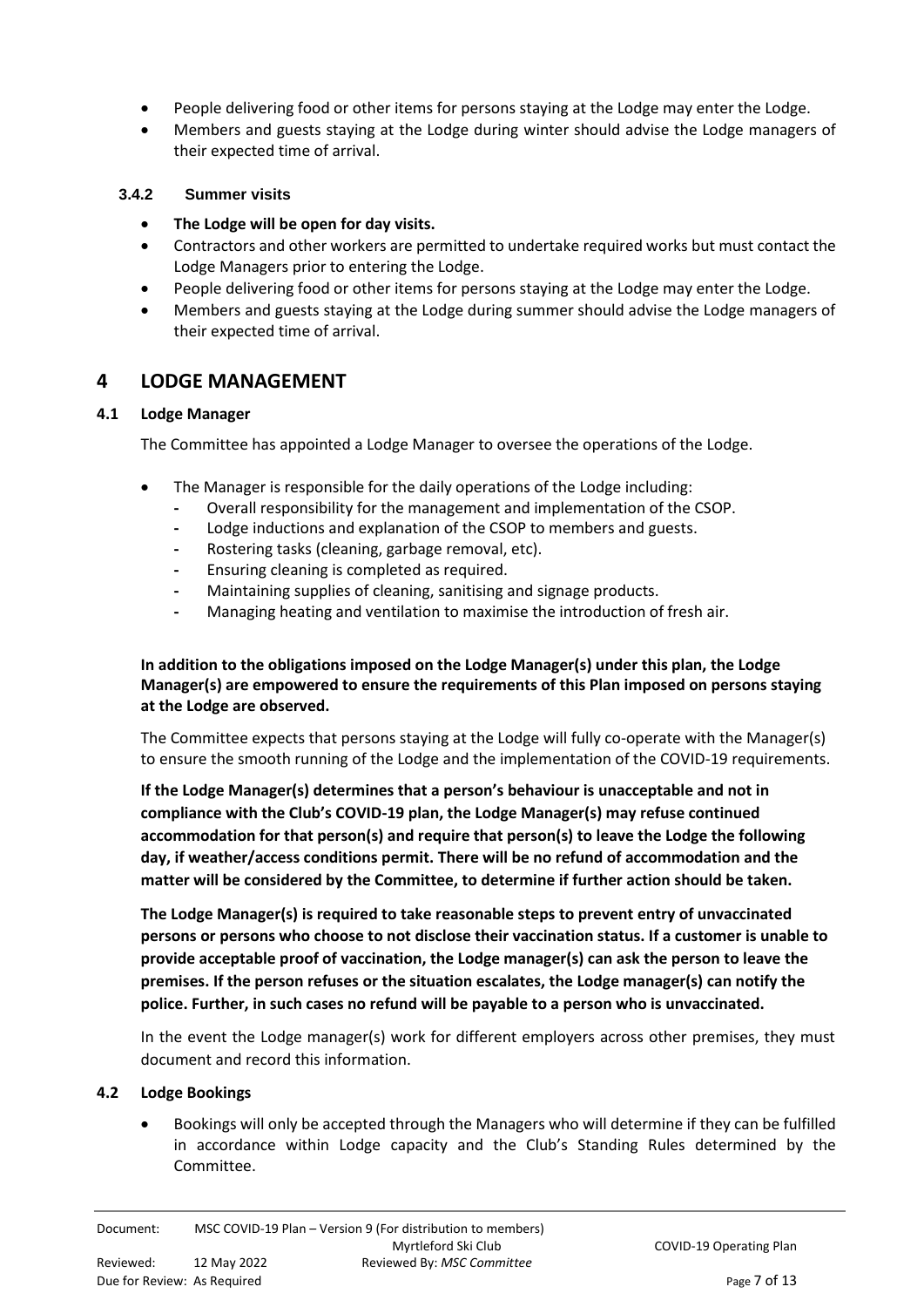- People delivering food or other items for persons staying at the Lodge may enter the Lodge.
- Members and guests staying at the Lodge during winter should advise the Lodge managers of their expected time of arrival.

#### 3.4.2 Summer visits

- **The Lodge will be open for day visits.**
- Contractors and other workers are permitted to undertake required works but must contact the Lodge Managers prior to entering the Lodge.
- People delivering food or other items for persons staying at the Lodge may enter the Lodge.
- Members and guests staying at the Lodge during summer should advise the Lodge managers of their expected time of arrival.

## 4 LODGE MANAGEMENT

### 4.1 Lodge Manager

The Committee has appointed a Lodge Manager to oversee the operations of the Lodge.

- The Manager is responsible for the daily operations of the Lodge including:
  - Overall responsibility for the management and implementation of the CSOP.
  - Lodge inductions and explanation of the CSOP to members and guests.
  - Rostering tasks (cleaning, garbage removal, etc).
  - Ensuring cleaning is completed as required.
  - Maintaining supplies of cleaning, sanitising and signage products.
  - Managing heating and ventilation to maximise the introduction of fresh air.

**In addition to the obligations imposed on the Lodge Manager(s) under this plan, the Lodge Manager(s) are empowered to ensure the requirements of this Plan imposed on persons staying at the Lodge are observed.**

The Committee expects that persons staying at the Lodge will fully co-operate with the Manager(s) to ensure the smooth running of the Lodge and the implementation of the COVID-19 requirements.

**If the Lodge Manager(s) determines that a person's behaviour is unacceptable and not in compliance with the Club's COVID-19 plan, the Lodge Manager(s) may refuse continued accommodation for that person(s) and require that person(s) to leave the Lodge the following day, if weather/access conditions permit. There will be no refund of accommodation and the matter will be considered by the Committee, to determine if further action should be taken.**

**The Lodge Manager(s) is required to take reasonable steps to prevent entry of unvaccinated persons or persons who choose to not disclose their vaccination status. If a customer is unable to provide acceptable proof of vaccination, the Lodge manager(s) can ask the person to leave the premises. If the person refuses or the situation escalates, the Lodge manager(s) can notify the police. Further, in such cases no refund will be payable to a person who is unvaccinated.**

In the event the Lodge manager(s) work for different employers across other premises, they must document and record this information.

### 4.2 Lodge Bookings

- Bookings will only be accepted through the Managers who will determine if they can be fulfilled in accordance within Lodge capacity and the Club's Standing Rules determined by the Committee.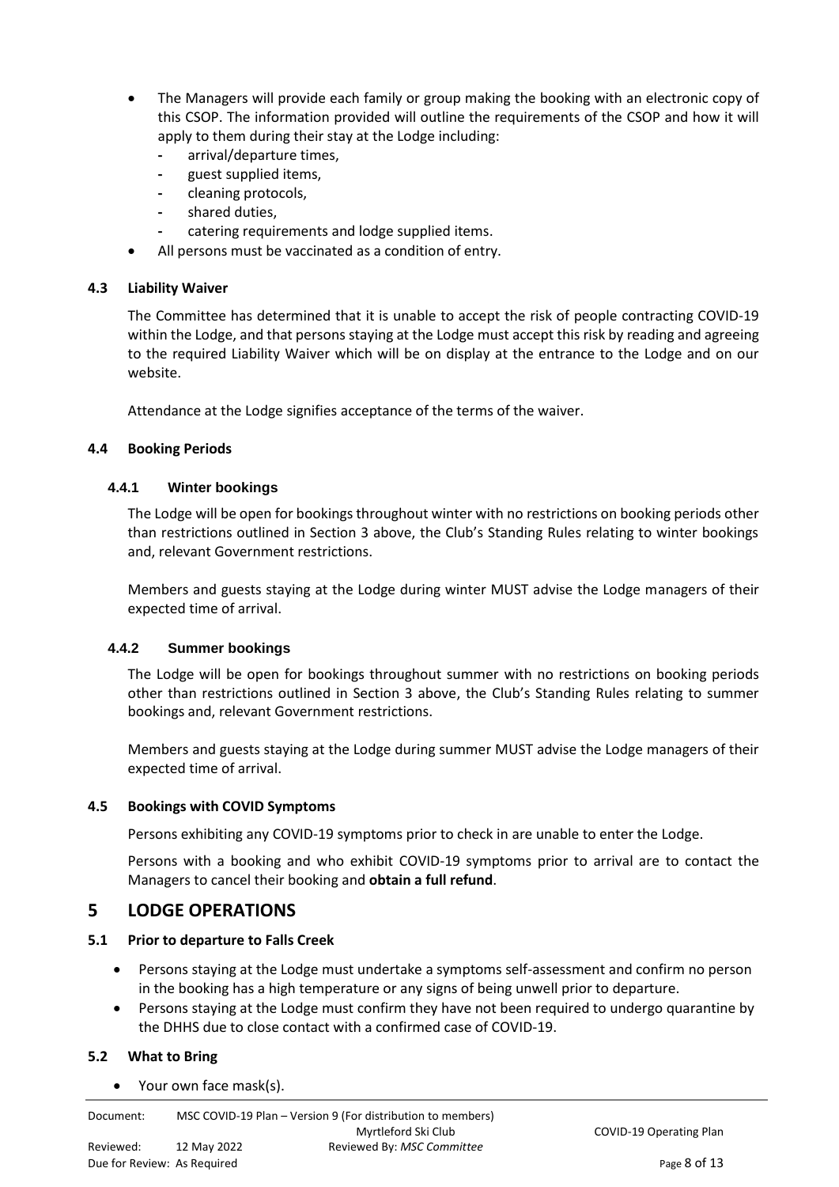- The Managers will provide each family or group making the booking with an electronic copy of this CSOP. The information provided will outline the requirements of the CSOP and how it will apply to them during their stay at the Lodge including:
  - arrival/departure times,
  - guest supplied items,
  - cleaning protocols,
  - shared duties,
  - catering requirements and lodge supplied items.
- All persons must be vaccinated as a condition of entry.

### 4.3 Liability Waiver

The Committee has determined that it is unable to accept the risk of people contracting COVID-19 within the Lodge, and that persons staying at the Lodge must accept this risk by reading and agreeing to the required Liability Waiver which will be on display at the entrance to the Lodge and on our website.

Attendance at the Lodge signifies acceptance of the terms of the waiver.

### 4.4 Booking Periods

#### 4.4.1 Winter bookings

The Lodge will be open for bookings throughout winter with no restrictions on booking periods other than restrictions outlined in Section 3 above, the Club's Standing Rules relating to winter bookings and, relevant Government restrictions.

Members and guests staying at the Lodge during winter MUST advise the Lodge managers of their expected time of arrival.

#### 4.4.2 Summer bookings

The Lodge will be open for bookings throughout summer with no restrictions on booking periods other than restrictions outlined in Section 3 above, the Club's Standing Rules relating to summer bookings and, relevant Government restrictions.

Members and guests staying at the Lodge during summer MUST advise the Lodge managers of their expected time of arrival.

### 4.5 Bookings with COVID Symptoms

Persons exhibiting any COVID-19 symptoms prior to check in are unable to enter the Lodge.

Persons with a booking and who exhibit COVID-19 symptoms prior to arrival are to contact the Managers to cancel their booking and **obtain a full refund**.

## 5 LODGE OPERATIONS

### 5.1 Prior to departure to Falls Creek

- Persons staying at the Lodge must undertake a symptoms self-assessment and confirm no person in the booking has a high temperature or any signs of being unwell prior to departure.
- Persons staying at the Lodge must confirm they have not been required to undergo quarantine by the DHHS due to close contact with a confirmed case of COVID-19.

### 5.2 What to Bring

- Your own face mask(s).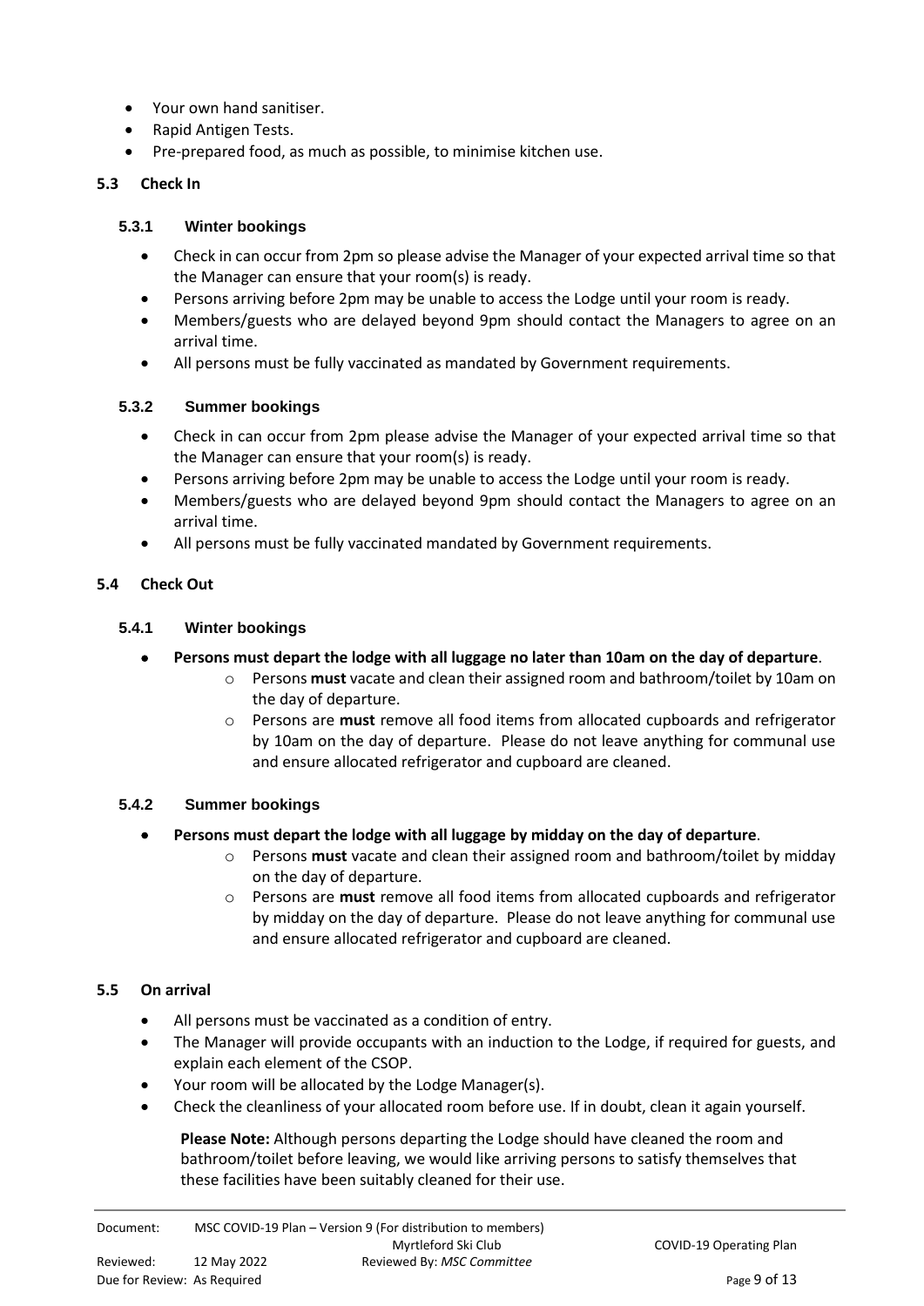- Your own hand sanitiser.
- Rapid Antigen Tests.
- Pre-prepared food, as much as possible, to minimise kitchen use.

## 5.3 Check In

### 5.3.1 Winter bookings

- Check in can occur from 2pm so please advise the Manager of your expected arrival time so that the Manager can ensure that your room(s) is ready.
- Persons arriving before 2pm may be unable to access the Lodge until your room is ready.
- Members/guests who are delayed beyond 9pm should contact the Managers to agree on an arrival time.
- All persons must be fully vaccinated as mandated by Government requirements.

### 5.3.2 Summer bookings

- Check in can occur from 2pm please advise the Manager of your expected arrival time so that the Manager can ensure that your room(s) is ready.
- Persons arriving before 2pm may be unable to access the Lodge until your room is ready.
- Members/guests who are delayed beyond 9pm should contact the Managers to agree on an arrival time.
- All persons must be fully vaccinated mandated by Government requirements.

## 5.4 Check Out

### 5.4.1 Winter bookings

- **Persons must depart the lodge with all luggage no later than 10am on the day of departure**.
  - Persons **must** vacate and clean their assigned room and bathroom/toilet by 10am on the day of departure.
  - Persons are **must** remove all food items from allocated cupboards and refrigerator by 10am on the day of departure. Please do not leave anything for communal use and ensure allocated refrigerator and cupboard are cleaned.

### 5.4.2 Summer bookings

- **Persons must depart the lodge with all luggage by midday on the day of departure**.
  - Persons **must** vacate and clean their assigned room and bathroom/toilet by midday on the day of departure.
  - Persons are **must** remove all food items from allocated cupboards and refrigerator by midday on the day of departure. Please do not leave anything for communal use and ensure allocated refrigerator and cupboard are cleaned.

## 5.5 On arrival

- All persons must be vaccinated as a condition of entry.
- The Manager will provide occupants with an induction to the Lodge, if required for guests, and explain each element of the CSOP.
- Your room will be allocated by the Lodge Manager(s).
- Check the cleanliness of your allocated room before use. If in doubt, clean it again yourself.

  **Please Note:** Although persons departing the Lodge should have cleaned the room and bathroom/toilet before leaving, we would like arriving persons to satisfy themselves that these facilities have been suitably cleaned for their use.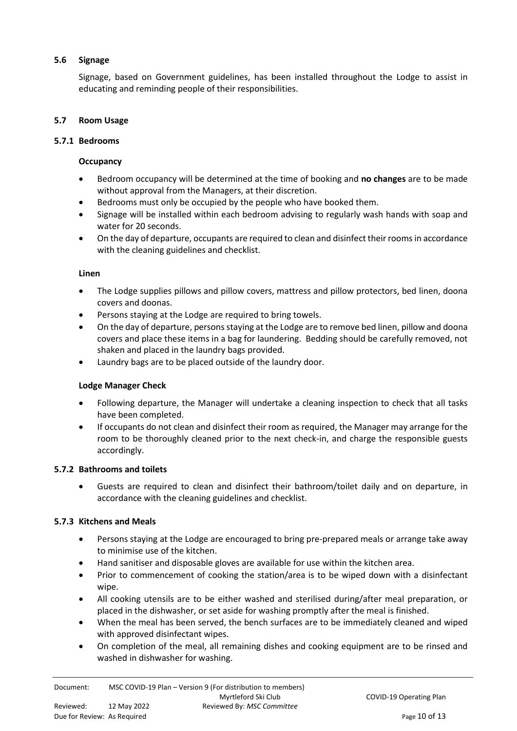### 5.6 Signage

Signage, based on Government guidelines, has been installed throughout the Lodge to assist in educating and reminding people of their responsibilities.

### 5.7 Room Usage

#### 5.7.1 Bedrooms

**Occupancy**

- Bedroom occupancy will be determined at the time of booking and **no changes** are to be made without approval from the Managers, at their discretion.
- Bedrooms must only be occupied by the people who have booked them.
- Signage will be installed within each bedroom advising to regularly wash hands with soap and water for 20 seconds.
- On the day of departure, occupants are required to clean and disinfect their rooms in accordance with the cleaning guidelines and checklist.

**Linen**

- The Lodge supplies pillows and pillow covers, mattress and pillow protectors, bed linen, doona covers and doonas.
- Persons staying at the Lodge are required to bring towels.
- On the day of departure, persons staying at the Lodge are to remove bed linen, pillow and doona covers and place these items in a bag for laundering. Bedding should be carefully removed, not shaken and placed in the laundry bags provided.
- Laundry bags are to be placed outside of the laundry door.

**Lodge Manager Check**

- Following departure, the Manager will undertake a cleaning inspection to check that all tasks have been completed.
- If occupants do not clean and disinfect their room as required, the Manager may arrange for the room to be thoroughly cleaned prior to the next check-in, and charge the responsible guests accordingly.

#### 5.7.2 Bathrooms and toilets

- Guests are required to clean and disinfect their bathroom/toilet daily and on departure, in accordance with the cleaning guidelines and checklist.

#### 5.7.3 Kitchens and Meals

- Persons staying at the Lodge are encouraged to bring pre-prepared meals or arrange take away to minimise use of the kitchen.
- Hand sanitiser and disposable gloves are available for use within the kitchen area.
- Prior to commencement of cooking the station/area is to be wiped down with a disinfectant wipe.
- All cooking utensils are to be either washed and sterilised during/after meal preparation, or placed in the dishwasher, or set aside for washing promptly after the meal is finished.
- When the meal has been served, the bench surfaces are to be immediately cleaned and wiped with approved disinfectant wipes.
- On completion of the meal, all remaining dishes and cooking equipment are to be rinsed and washed in dishwasher for washing.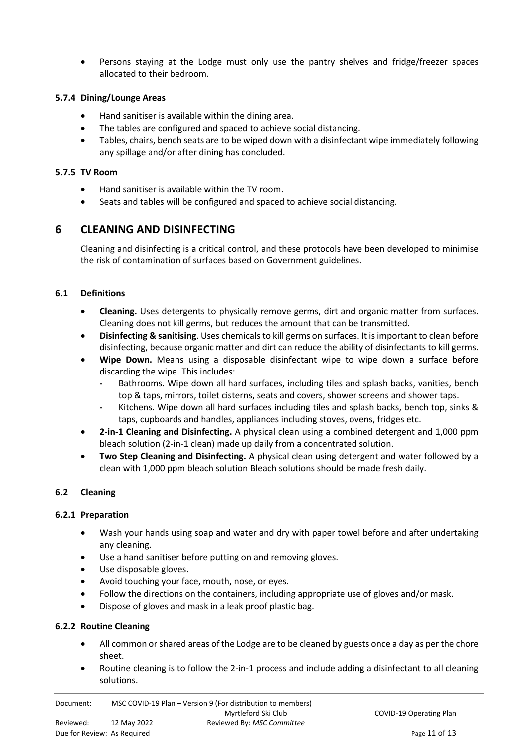- Persons staying at the Lodge must only use the pantry shelves and fridge/freezer spaces allocated to their bedroom.

#### 5.7.4 Dining/Lounge Areas

- Hand sanitiser is available within the dining area.
- The tables are configured and spaced to achieve social distancing.
- Tables, chairs, bench seats are to be wiped down with a disinfectant wipe immediately following any spillage and/or after dining has concluded.

#### 5.7.5 TV Room

- Hand sanitiser is available within the TV room.
- Seats and tables will be configured and spaced to achieve social distancing.

# 6 CLEANING AND DISINFECTING

Cleaning and disinfecting is a critical control, and these protocols have been developed to minimise the risk of contamination of surfaces based on Government guidelines.

### 6.1 Definitions

- **Cleaning.** Uses detergents to physically remove germs, dirt and organic matter from surfaces. Cleaning does not kill germs, but reduces the amount that can be transmitted.
- **Disinfecting & sanitising**. Uses chemicals to kill germs on surfaces. It is important to clean before disinfecting, because organic matter and dirt can reduce the ability of disinfectants to kill germs.
- **Wipe Down.** Means using a disposable disinfectant wipe to wipe down a surface before discarding the wipe. This includes:
  - Bathrooms. Wipe down all hard surfaces, including tiles and splash backs, vanities, bench top & taps, mirrors, toilet cisterns, seats and covers, shower screens and shower taps.
  - Kitchens. Wipe down all hard surfaces including tiles and splash backs, bench top, sinks & taps, cupboards and handles, appliances including stoves, ovens, fridges etc.
- **2-in-1 Cleaning and Disinfecting.** A physical clean using a combined detergent and 1,000 ppm bleach solution (2-in-1 clean) made up daily from a concentrated solution.
- **Two Step Cleaning and Disinfecting.** A physical clean using detergent and water followed by a clean with 1,000 ppm bleach solution Bleach solutions should be made fresh daily.

### 6.2 Cleaning

#### 6.2.1 Preparation

- Wash your hands using soap and water and dry with paper towel before and after undertaking any cleaning.
- Use a hand sanitiser before putting on and removing gloves.
- Use disposable gloves.
- Avoid touching your face, mouth, nose, or eyes.
- Follow the directions on the containers, including appropriate use of gloves and/or mask.
- Dispose of gloves and mask in a leak proof plastic bag.

#### 6.2.2 Routine Cleaning

- All common or shared areas of the Lodge are to be cleaned by guests once a day as per the chore sheet.
- Routine cleaning is to follow the 2-in-1 process and include adding a disinfectant to all cleaning solutions.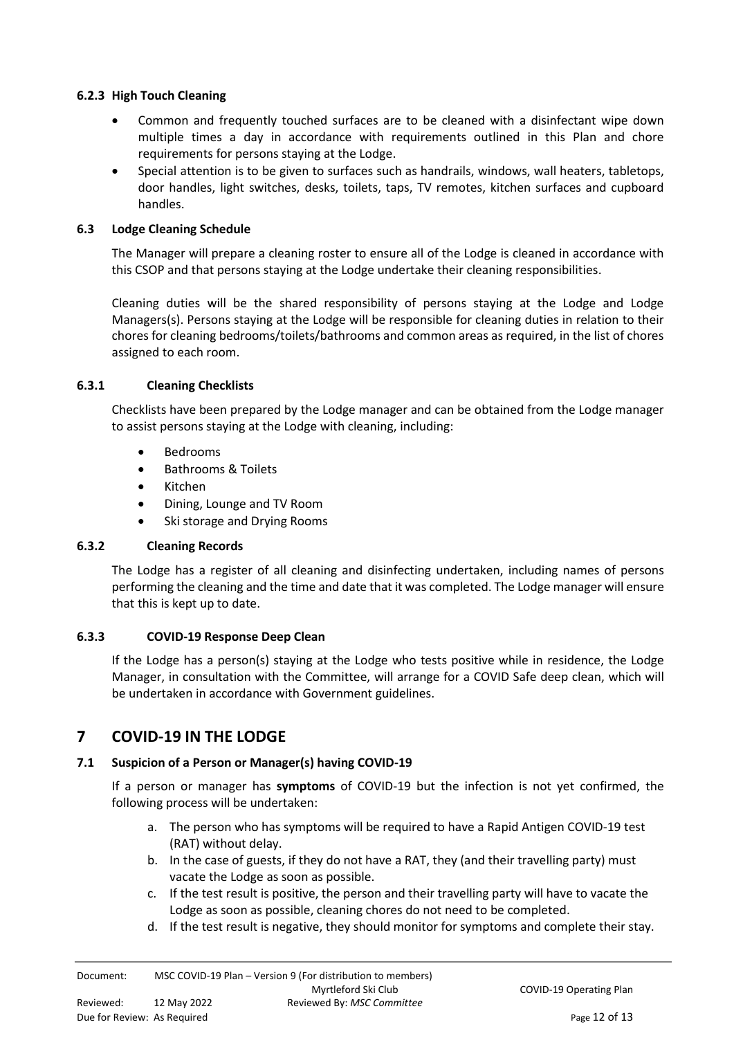#### 6.2.3 High Touch Cleaning

- Common and frequently touched surfaces are to be cleaned with a disinfectant wipe down multiple times a day in accordance with requirements outlined in this Plan and chore requirements for persons staying at the Lodge.
- Special attention is to be given to surfaces such as handrails, windows, wall heaters, tabletops, door handles, light switches, desks, toilets, taps, TV remotes, kitchen surfaces and cupboard handles.

### 6.3 Lodge Cleaning Schedule

The Manager will prepare a cleaning roster to ensure all of the Lodge is cleaned in accordance with this CSOP and that persons staying at the Lodge undertake their cleaning responsibilities.

Cleaning duties will be the shared responsibility of persons staying at the Lodge and Lodge Managers(s). Persons staying at the Lodge will be responsible for cleaning duties in relation to their chores for cleaning bedrooms/toilets/bathrooms and common areas as required, in the list of chores assigned to each room.

#### 6.3.1 Cleaning Checklists

Checklists have been prepared by the Lodge manager and can be obtained from the Lodge manager to assist persons staying at the Lodge with cleaning, including:

- Bedrooms
- Bathrooms & Toilets
- Kitchen
- Dining, Lounge and TV Room
- Ski storage and Drying Rooms

#### 6.3.2 Cleaning Records

The Lodge has a register of all cleaning and disinfecting undertaken, including names of persons performing the cleaning and the time and date that it was completed. The Lodge manager will ensure that this is kept up to date.

#### 6.3.3 COVID-19 Response Deep Clean

If the Lodge has a person(s) staying at the Lodge who tests positive while in residence, the Lodge Manager, in consultation with the Committee, will arrange for a COVID Safe deep clean, which will be undertaken in accordance with Government guidelines.

## 7 COVID-19 IN THE LODGE

### 7.1 Suspicion of a Person or Manager(s) having COVID-19

If a person or manager has **symptoms** of COVID-19 but the infection is not yet confirmed, the following process will be undertaken:

a. The person who has symptoms will be required to have a Rapid Antigen COVID-19 test (RAT) without delay.
b. In the case of guests, if they do not have a RAT, they (and their travelling party) must vacate the Lodge as soon as possible.
c. If the test result is positive, the person and their travelling party will have to vacate the Lodge as soon as possible, cleaning chores do not need to be completed.
d. If the test result is negative, they should monitor for symptoms and complete their stay.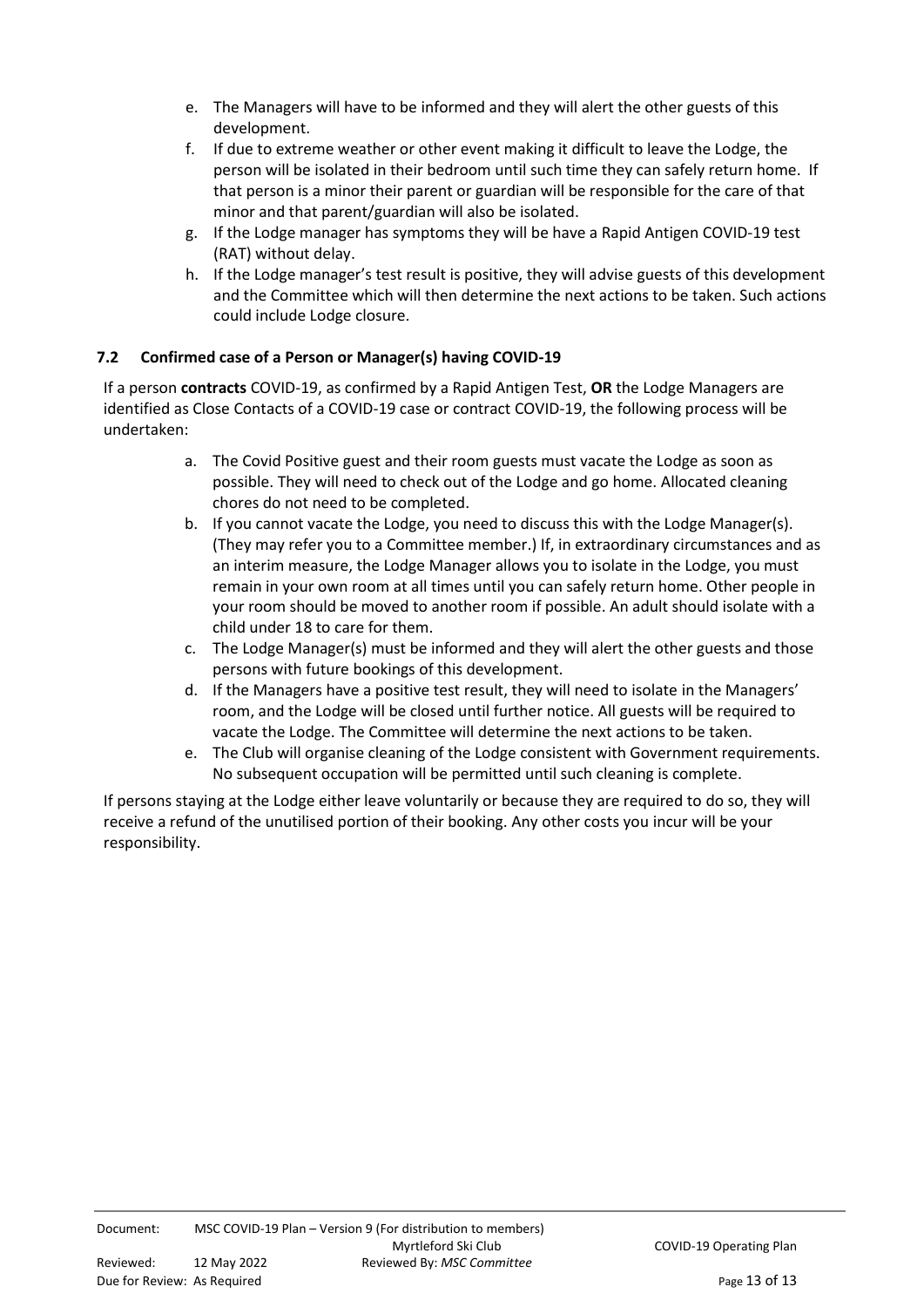e. The Managers will have to be informed and they will alert the other guests of this development.
f. If due to extreme weather or other event making it difficult to leave the Lodge, the person will be isolated in their bedroom until such time they can safely return home. If that person is a minor their parent or guardian will be responsible for the care of that minor and that parent/guardian will also be isolated.
g. If the Lodge manager has symptoms they will be have a Rapid Antigen COVID-19 test (RAT) without delay.
h. If the Lodge manager's test result is positive, they will advise guests of this development and the Committee which will then determine the next actions to be taken. Such actions could include Lodge closure.

### 7.2 Confirmed case of a Person or Manager(s) having COVID-19

If a person **contracts** COVID-19, as confirmed by a Rapid Antigen Test, **OR** the Lodge Managers are identified as Close Contacts of a COVID-19 case or contract COVID-19, the following process will be undertaken:

a. The Covid Positive guest and their room guests must vacate the Lodge as soon as possible. They will need to check out of the Lodge and go home. Allocated cleaning chores do not need to be completed.
b. If you cannot vacate the Lodge, you need to discuss this with the Lodge Manager(s). (They may refer you to a Committee member.) If, in extraordinary circumstances and as an interim measure, the Lodge Manager allows you to isolate in the Lodge, you must remain in your own room at all times until you can safely return home. Other people in your room should be moved to another room if possible. An adult should isolate with a child under 18 to care for them.
c. The Lodge Manager(s) must be informed and they will alert the other guests and those persons with future bookings of this development.
d. If the Managers have a positive test result, they will need to isolate in the Managers' room, and the Lodge will be closed until further notice. All guests will be required to vacate the Lodge. The Committee will determine the next actions to be taken.
e. The Club will organise cleaning of the Lodge consistent with Government requirements. No subsequent occupation will be permitted until such cleaning is complete.

If persons staying at the Lodge either leave voluntarily or because they are required to do so, they will receive a refund of the unutilised portion of their booking. Any other costs you incur will be your responsibility.